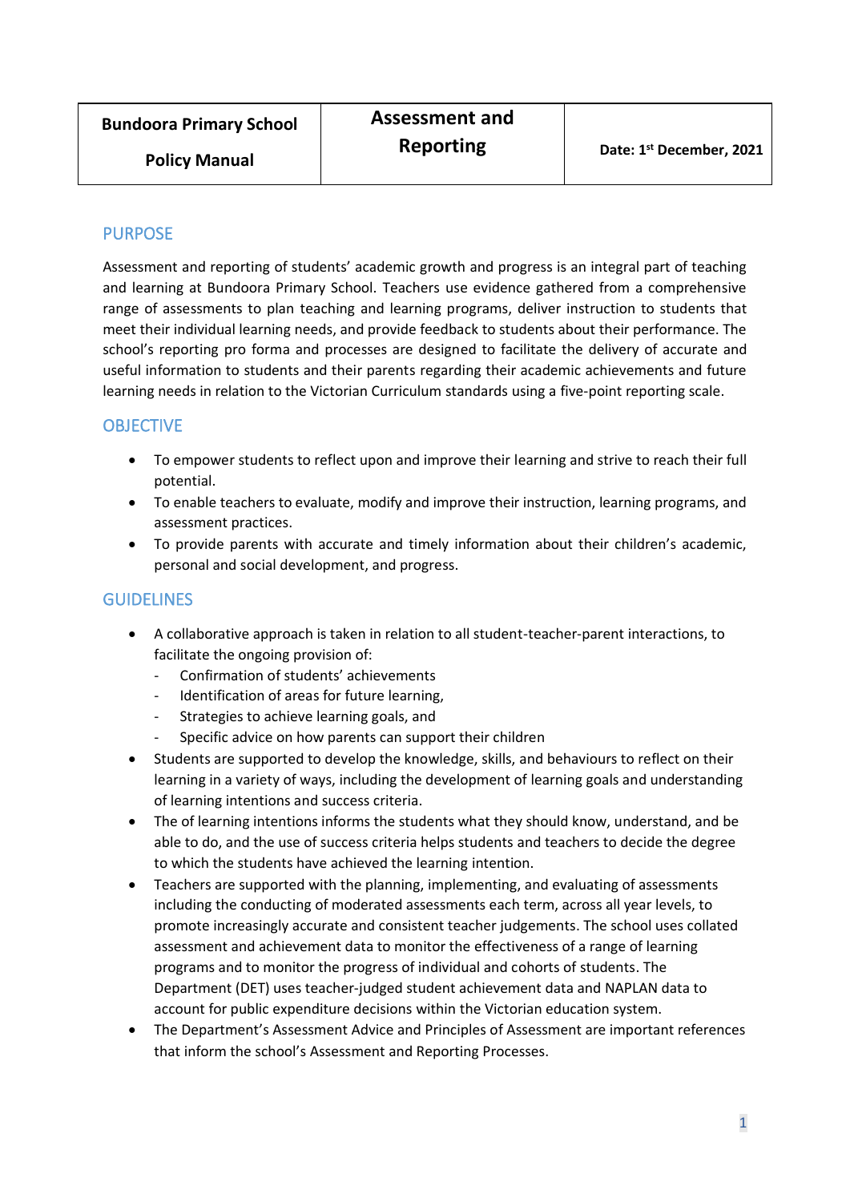| Bundoora Primary School<br><br>Policy Manual | Assessment and Reporting | Date: 1st December, 2021 |
|---|---|---|

## PURPOSE

Assessment and reporting of students' academic growth and progress is an integral part of teaching and learning at Bundoora Primary School. Teachers use evidence gathered from a comprehensive range of assessments to plan teaching and learning programs, deliver instruction to students that meet their individual learning needs, and provide feedback to students about their performance. The school's reporting pro forma and processes are designed to facilitate the delivery of accurate and useful information to students and their parents regarding their academic achievements and future learning needs in relation to the Victorian Curriculum standards using a five-point reporting scale.

## OBJECTIVE

- To empower students to reflect upon and improve their learning and strive to reach their full potential.
- To enable teachers to evaluate, modify and improve their instruction, learning programs, and assessment practices.
- To provide parents with accurate and timely information about their children's academic, personal and social development, and progress.

## GUIDELINES

- A collaborative approach is taken in relation to all student-teacher-parent interactions, to facilitate the ongoing provision of:
  - Confirmation of students' achievements
  - Identification of areas for future learning,
  - Strategies to achieve learning goals, and
  - Specific advice on how parents can support their children
- Students are supported to develop the knowledge, skills, and behaviours to reflect on their learning in a variety of ways, including the development of learning goals and understanding of learning intentions and success criteria.
- The of learning intentions informs the students what they should know, understand, and be able to do, and the use of success criteria helps students and teachers to decide the degree to which the students have achieved the learning intention.
- Teachers are supported with the planning, implementing, and evaluating of assessments including the conducting of moderated assessments each term, across all year levels, to promote increasingly accurate and consistent teacher judgements. The school uses collated assessment and achievement data to monitor the effectiveness of a range of learning programs and to monitor the progress of individual and cohorts of students. The Department (DET) uses teacher-judged student achievement data and NAPLAN data to account for public expenditure decisions within the Victorian education system.
- The Department's Assessment Advice and Principles of Assessment are important references that inform the school's Assessment and Reporting Processes.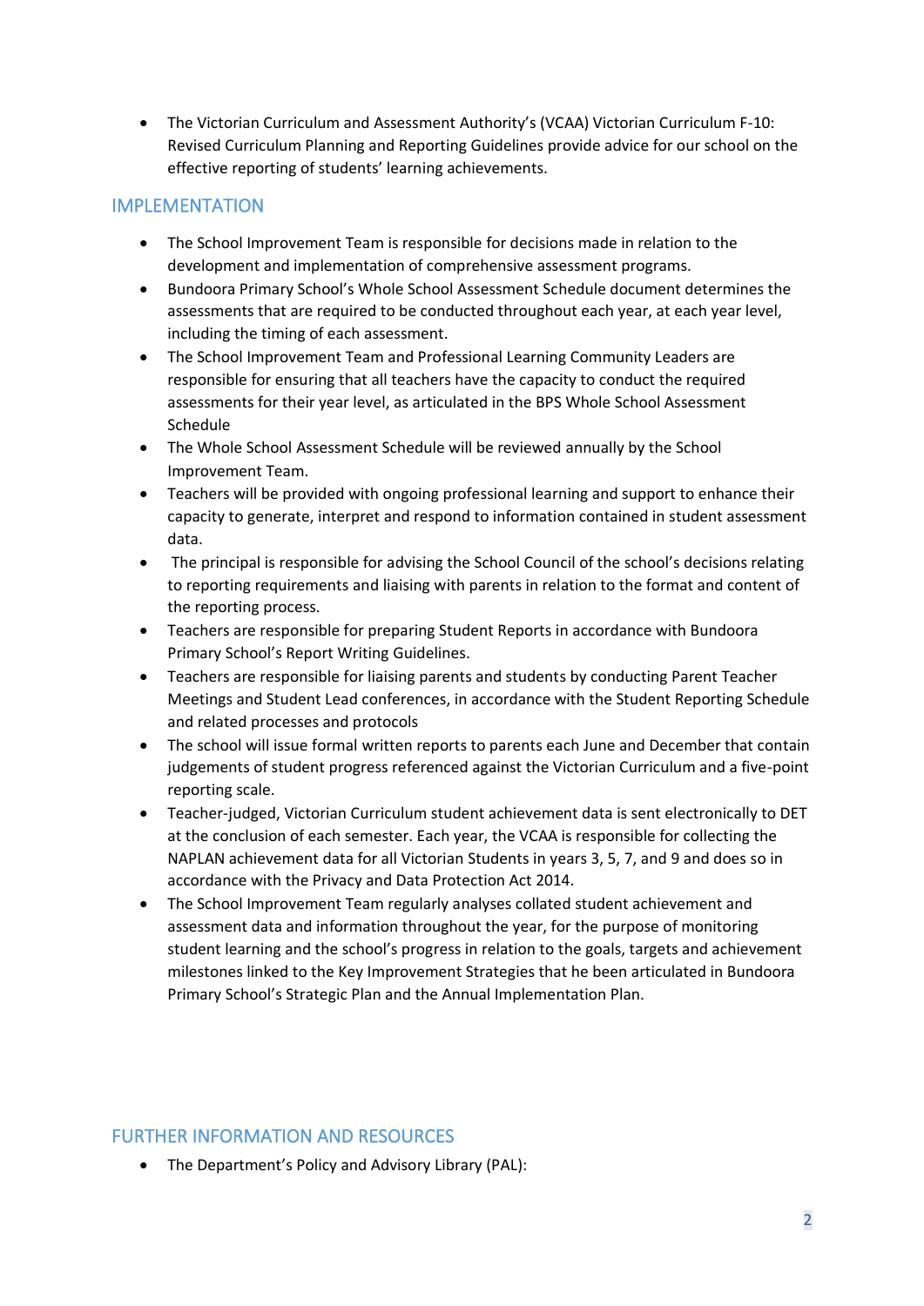- The Victorian Curriculum and Assessment Authority's (VCAA) Victorian Curriculum F-10: Revised Curriculum Planning and Reporting Guidelines provide advice for our school on the effective reporting of students' learning achievements.

## IMPLEMENTATION

- The School Improvement Team is responsible for decisions made in relation to the development and implementation of comprehensive assessment programs.
- Bundoora Primary School's Whole School Assessment Schedule document determines the assessments that are required to be conducted throughout each year, at each year level, including the timing of each assessment.
- The School Improvement Team and Professional Learning Community Leaders are responsible for ensuring that all teachers have the capacity to conduct the required assessments for their year level, as articulated in the BPS Whole School Assessment Schedule
- The Whole School Assessment Schedule will be reviewed annually by the School Improvement Team.
- Teachers will be provided with ongoing professional learning and support to enhance their capacity to generate, interpret and respond to information contained in student assessment data.
- The principal is responsible for advising the School Council of the school's decisions relating to reporting requirements and liaising with parents in relation to the format and content of the reporting process.
- Teachers are responsible for preparing Student Reports in accordance with Bundoora Primary School's Report Writing Guidelines.
- Teachers are responsible for liaising parents and students by conducting Parent Teacher Meetings and Student Lead conferences, in accordance with the Student Reporting Schedule and related processes and protocols
- The school will issue formal written reports to parents each June and December that contain judgements of student progress referenced against the Victorian Curriculum and a five-point reporting scale.
- Teacher-judged, Victorian Curriculum student achievement data is sent electronically to DET at the conclusion of each semester. Each year, the VCAA is responsible for collecting the NAPLAN achievement data for all Victorian Students in years 3, 5, 7, and 9 and does so in accordance with the Privacy and Data Protection Act 2014.
- The School Improvement Team regularly analyses collated student achievement and assessment data and information throughout the year, for the purpose of monitoring student learning and the school's progress in relation to the goals, targets and achievement milestones linked to the Key Improvement Strategies that he been articulated in Bundoora Primary School's Strategic Plan and the Annual Implementation Plan.

## FURTHER INFORMATION AND RESOURCES

- The Department's Policy and Advisory Library (PAL):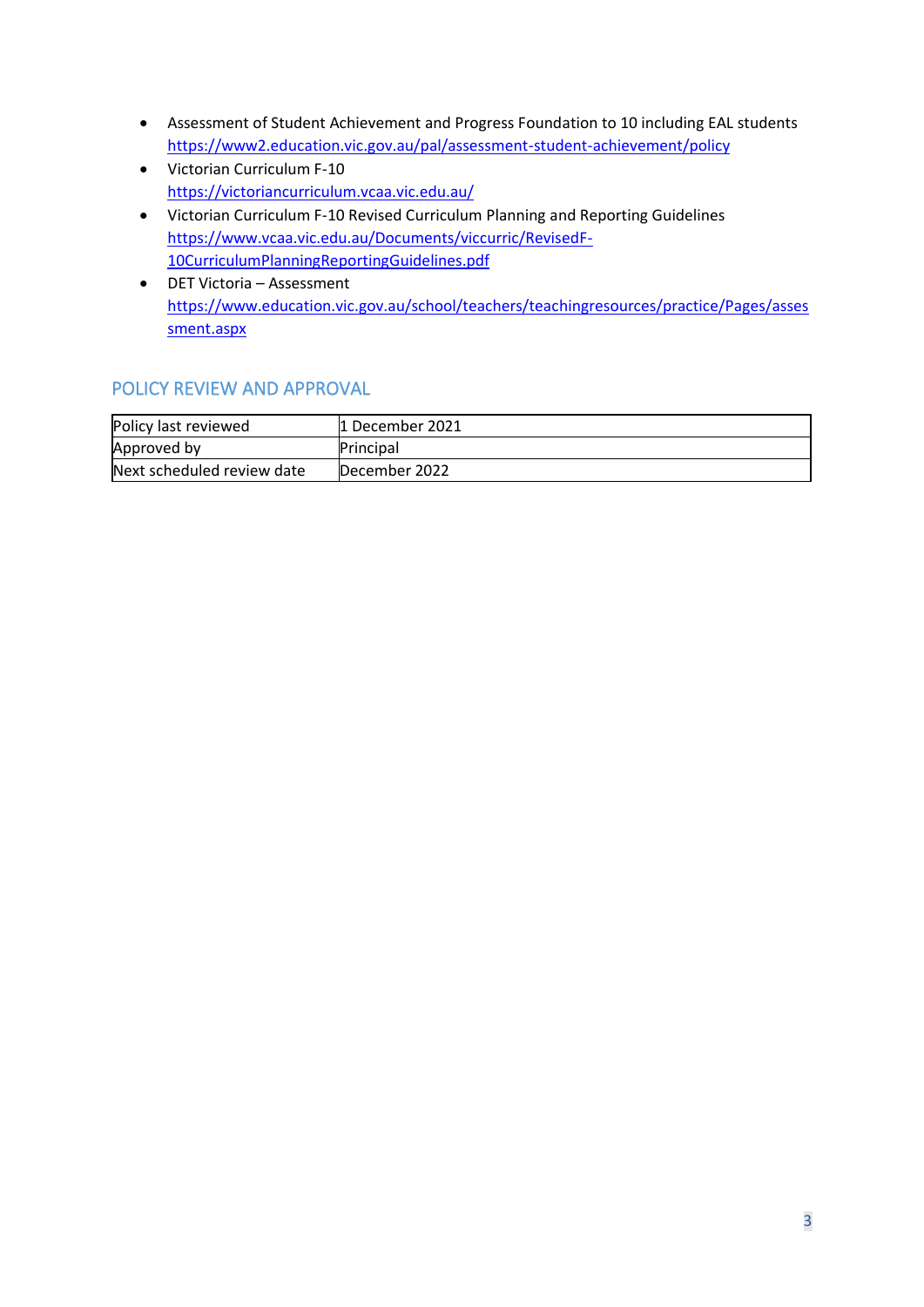- Assessment of Student Achievement and Progress Foundation to 10 including EAL students
  https://www2.education.vic.gov.au/pal/assessment-student-achievement/policy
- Victorian Curriculum F-10
  https://victoriancurriculum.vcaa.vic.edu.au/
- Victorian Curriculum F-10 Revised Curriculum Planning and Reporting Guidelines
  https://www.vcaa.vic.edu.au/Documents/viccurric/RevisedF-10CurriculumPlanningReportingGuidelines.pdf
- DET Victoria – Assessment
  https://www.education.vic.gov.au/school/teachers/teachingresources/practice/Pages/assessment.aspx

## POLICY REVIEW AND APPROVAL

| | |
|---|---|
| Policy last reviewed | 1 December 2021 |
| Approved by | Principal |
| Next scheduled review date | December 2022 |